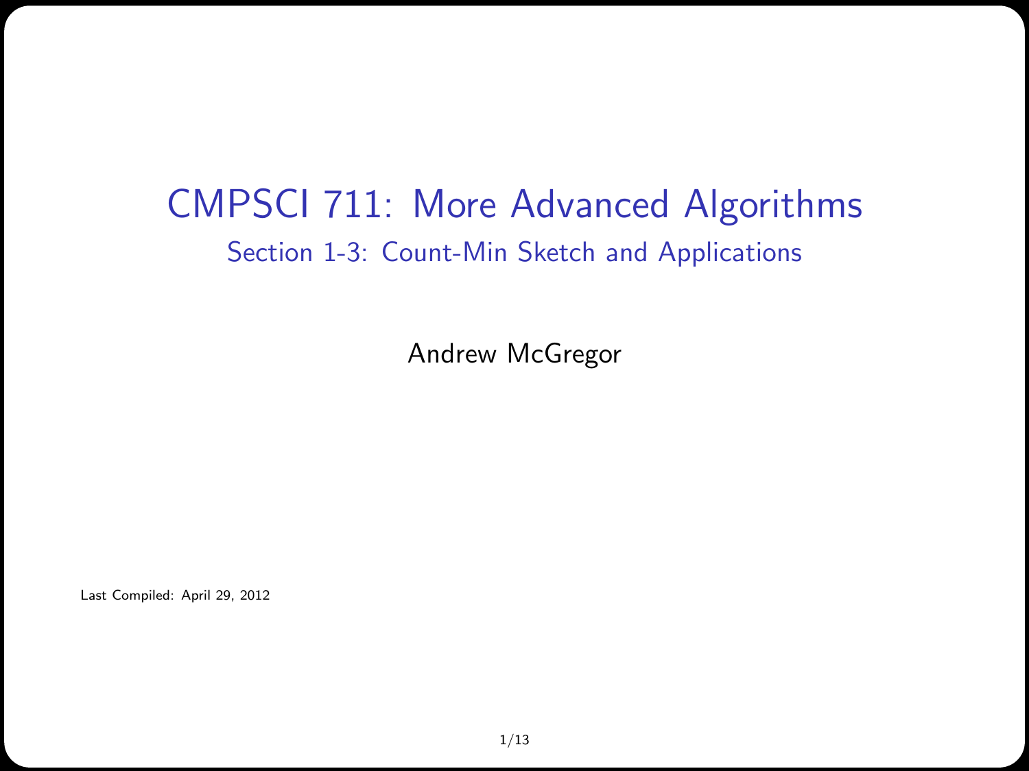# CMPSCI 711: More Advanced Algorithms

## Section 1-3: Count-Min Sketch and Applications

Andrew McGregor

Last Compiled: April 29, 2012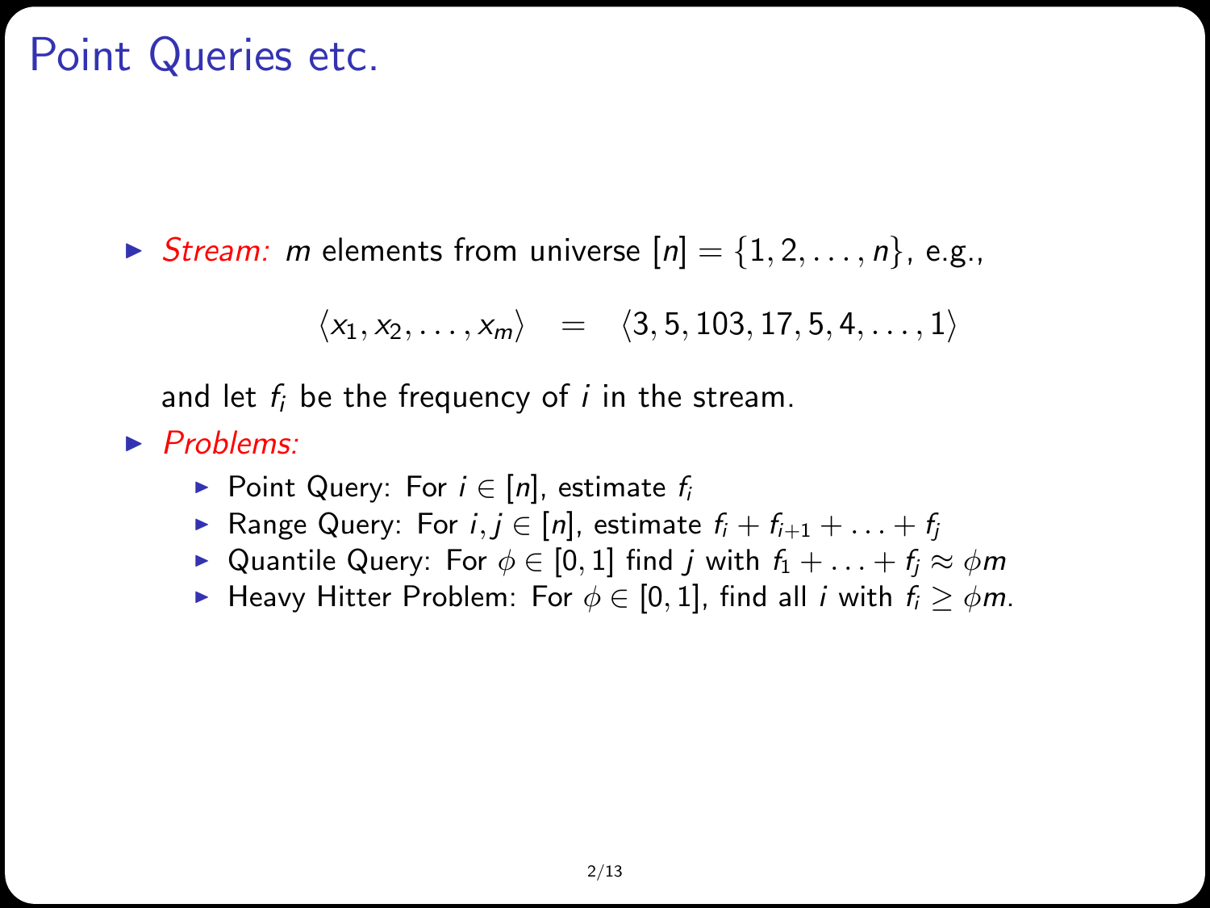# Point Queries etc.

- *Stream:* $m$ elements from universe $[n] = \{1, 2, \ldots, n\}$, e.g.,

$$\langle x_1, x_2, \ldots, x_m \rangle \quad = \quad \langle 3, 5, 103, 17, 5, 4, \ldots, 1 \rangle$$

  and let $f_i$ be the frequency of $i$ in the stream.

- *Problems:*
  - Point Query: For $i \in [n]$, estimate $f_i$
  - Range Query: For $i, j \in [n]$, estimate $f_i + f_{i+1} + \ldots + f_j$
  - Quantile Query: For $\phi \in [0, 1]$ find $j$ with $f_1 + \ldots + f_j \approx \phi m$
  - Heavy Hitter Problem: For $\phi \in [0, 1]$, find all $i$ with $f_i \geq \phi m$.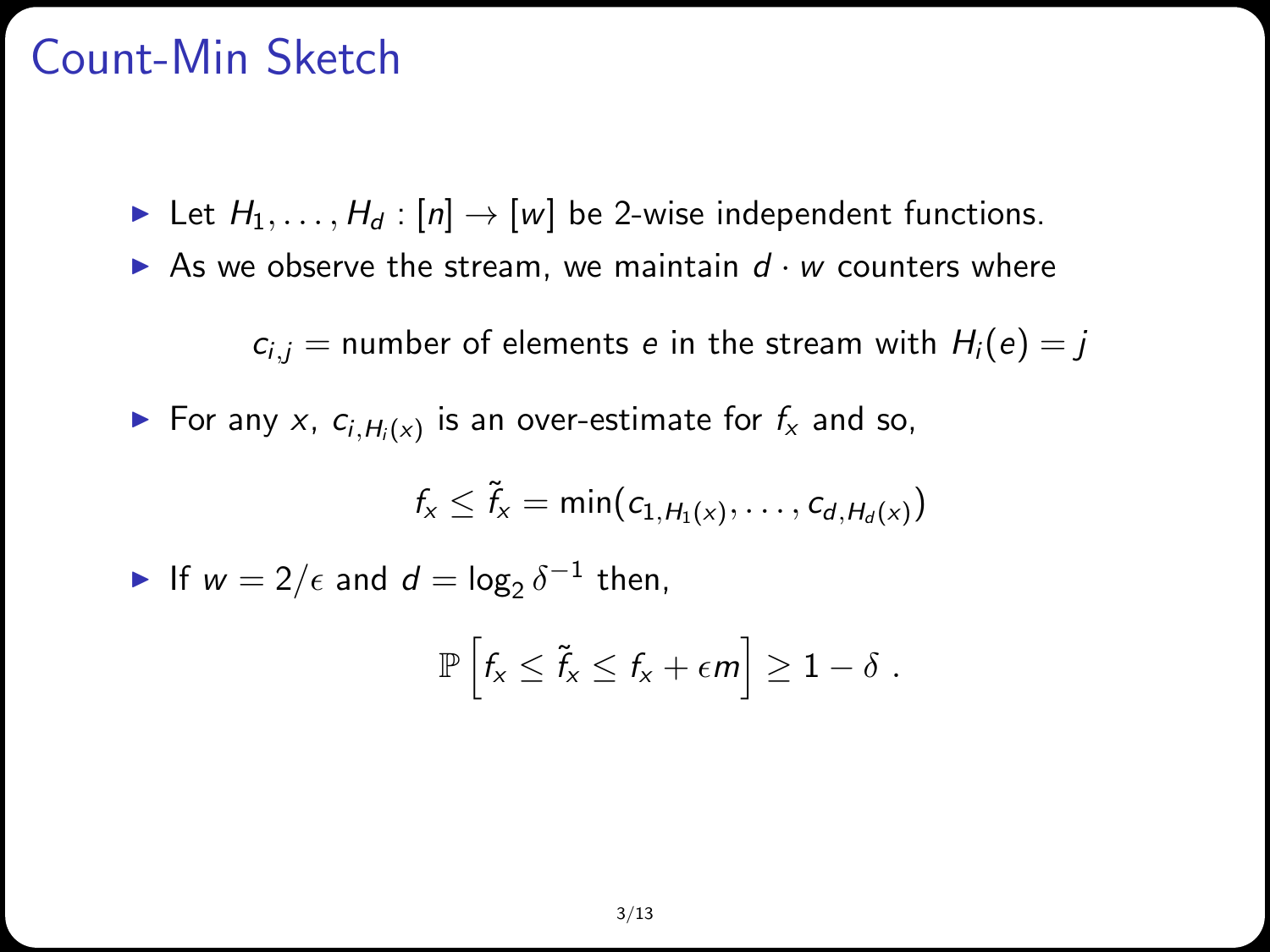# Count-Min Sketch

- Let $H_1, \ldots, H_d : [n] \to [w]$ be 2-wise independent functions.
- As we observe the stream, we maintain $d \cdot w$ counters where

$$c_{i,j} = \text{number of elements } e \text{ in the stream with } H_i(e) = j$$

- For any $x$, $c_{i,H_i(x)}$ is an over-estimate for $f_x$ and so,

$$f_x \leq \tilde{f}_x = \min(c_{1,H_1(x)}, \ldots, c_{d,H_d(x)})$$

- If $w = 2/\epsilon$ and $d = \log_2 \delta^{-1}$ then,

$$\mathbb{P}\left[f_x \leq \tilde{f}_x \leq f_x + \epsilon m\right] \geq 1 - \delta \ .$$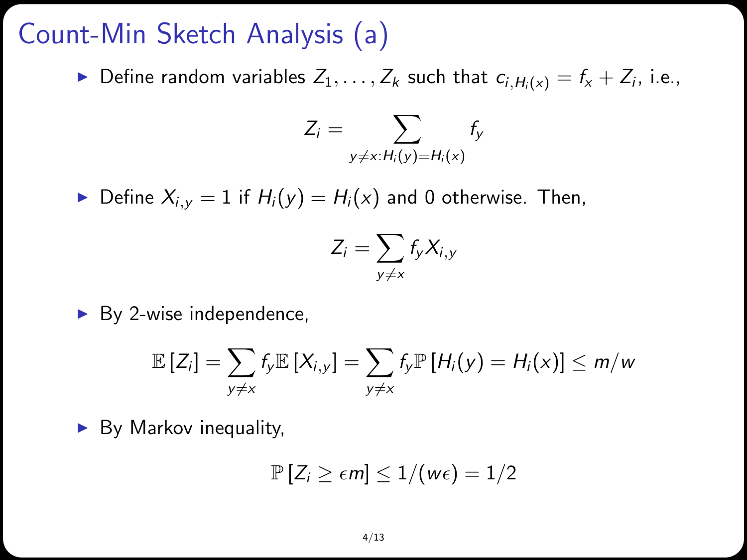# Count-Min Sketch Analysis (a)

- Define random variables $Z_1, \ldots, Z_k$ such that $c_{i,H_i(x)} = f_x + Z_i$, i.e.,

$$Z_i = \sum_{y \neq x : H_i(y) = H_i(x)} f_y$$

- Define $X_{i,y} = 1$ if $H_i(y) = H_i(x)$ and 0 otherwise. Then,

$$Z_i = \sum_{y \neq x} f_y X_{i,y}$$

- By 2-wise independence,

$$\mathbb{E}[Z_i] = \sum_{y \neq x} f_y \mathbb{E}[X_{i,y}] = \sum_{y \neq x} f_y \mathbb{P}[H_i(y) = H_i(x)] \leq m/w$$

- By Markov inequality,

$$\mathbb{P}[Z_i \geq \epsilon m] \leq 1/(w\epsilon) = 1/2$$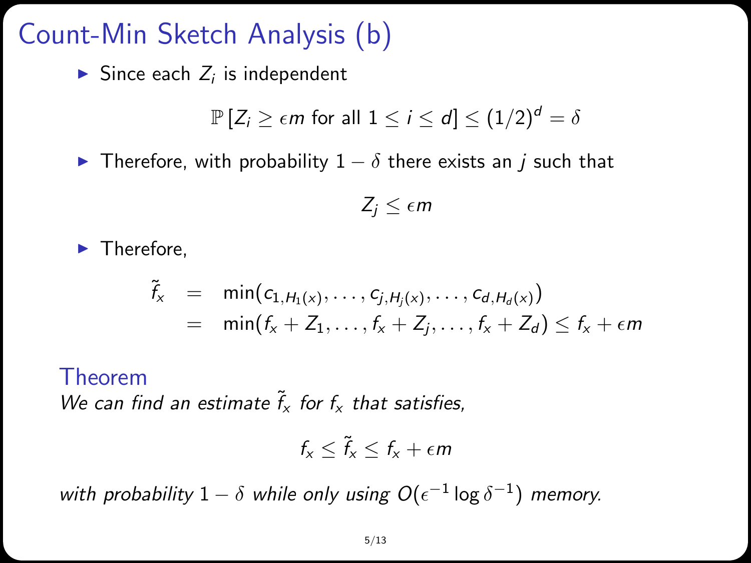# Count-Min Sketch Analysis (b)

- Since each $Z_i$ is independent

$$\mathbb{P}\left[Z_i \geq \epsilon m \text{ for all } 1 \leq i \leq d\right] \leq (1/2)^d = \delta$$

- Therefore, with probability $1 - \delta$ there exists an $j$ such that

$$Z_j \leq \epsilon m$$

- Therefore,

$$\begin{aligned}
\tilde{f}_x &= \min(c_{1,H_1(x)}, \ldots, c_{j,H_j(x)}, \ldots, c_{d,H_d(x)}) \\
&= \min(f_x + Z_1, \ldots, f_x + Z_j, \ldots, f_x + Z_d) \leq f_x + \epsilon m
\end{aligned}$$

## Theorem

*We can find an estimate $\tilde{f}_x$ for $f_x$ that satisfies,*

$$f_x \leq \tilde{f}_x \leq f_x + \epsilon m$$

*with probability $1 - \delta$ while only using $O(\epsilon^{-1} \log \delta^{-1})$ memory.*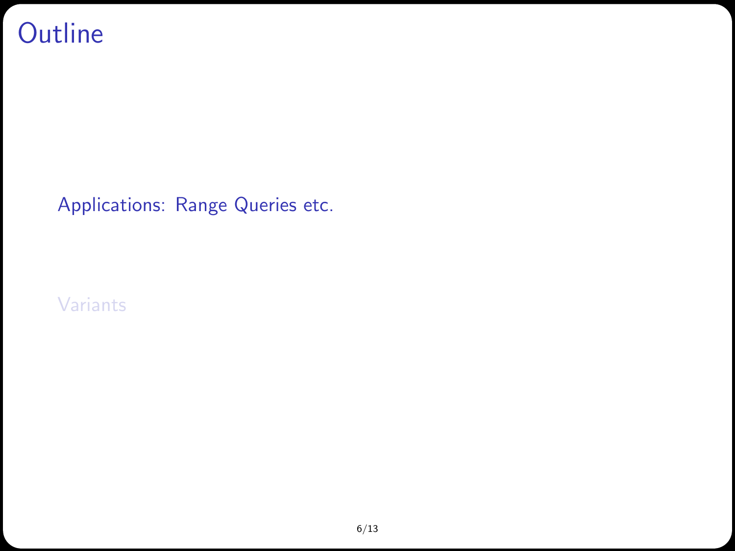# Outline

Applications: Range Queries etc.

Variants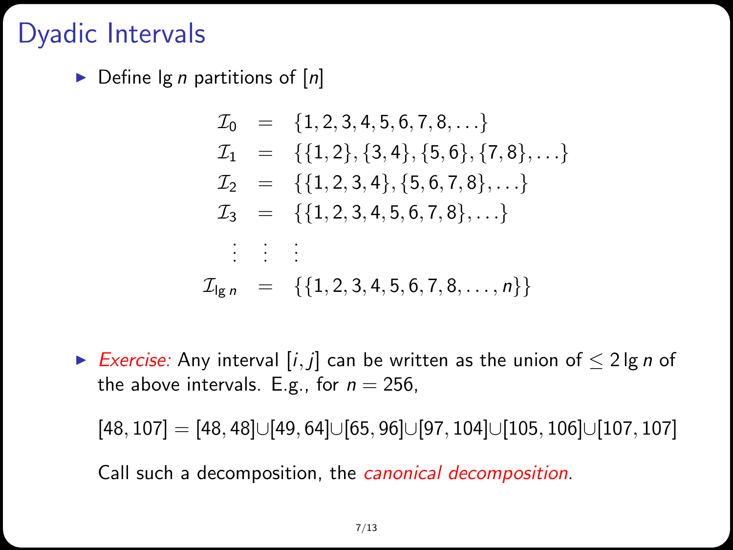# Dyadic Intervals

- Define $\lg n$ partitions of $[n]$

$$
\begin{array}{rcl}
\mathcal{I}_0 & = & \{1, 2, 3, 4, 5, 6, 7, 8, \ldots\} \\
\mathcal{I}_1 & = & \{\{1, 2\}, \{3, 4\}, \{5, 6\}, \{7, 8\}, \ldots\} \\
\mathcal{I}_2 & = & \{\{1, 2, 3, 4\}, \{5, 6, 7, 8\}, \ldots\} \\
\mathcal{I}_3 & = & \{\{1, 2, 3, 4, 5, 6, 7, 8\}, \ldots\} \\
\vdots & \vdots & \vdots \\
\mathcal{I}_{\lg n} & = & \{\{1, 2, 3, 4, 5, 6, 7, 8, \ldots, n\}\}
\end{array}
$$

- *Exercise:* Any interval $[i, j]$ can be written as the union of $\leq 2 \lg n$ of the above intervals. E.g., for $n = 256$,

  $[48, 107] = [48, 48] \cup [49, 64] \cup [65, 96] \cup [97, 104] \cup [105, 106] \cup [107, 107]$

  Call such a decomposition, the *canonical decomposition*.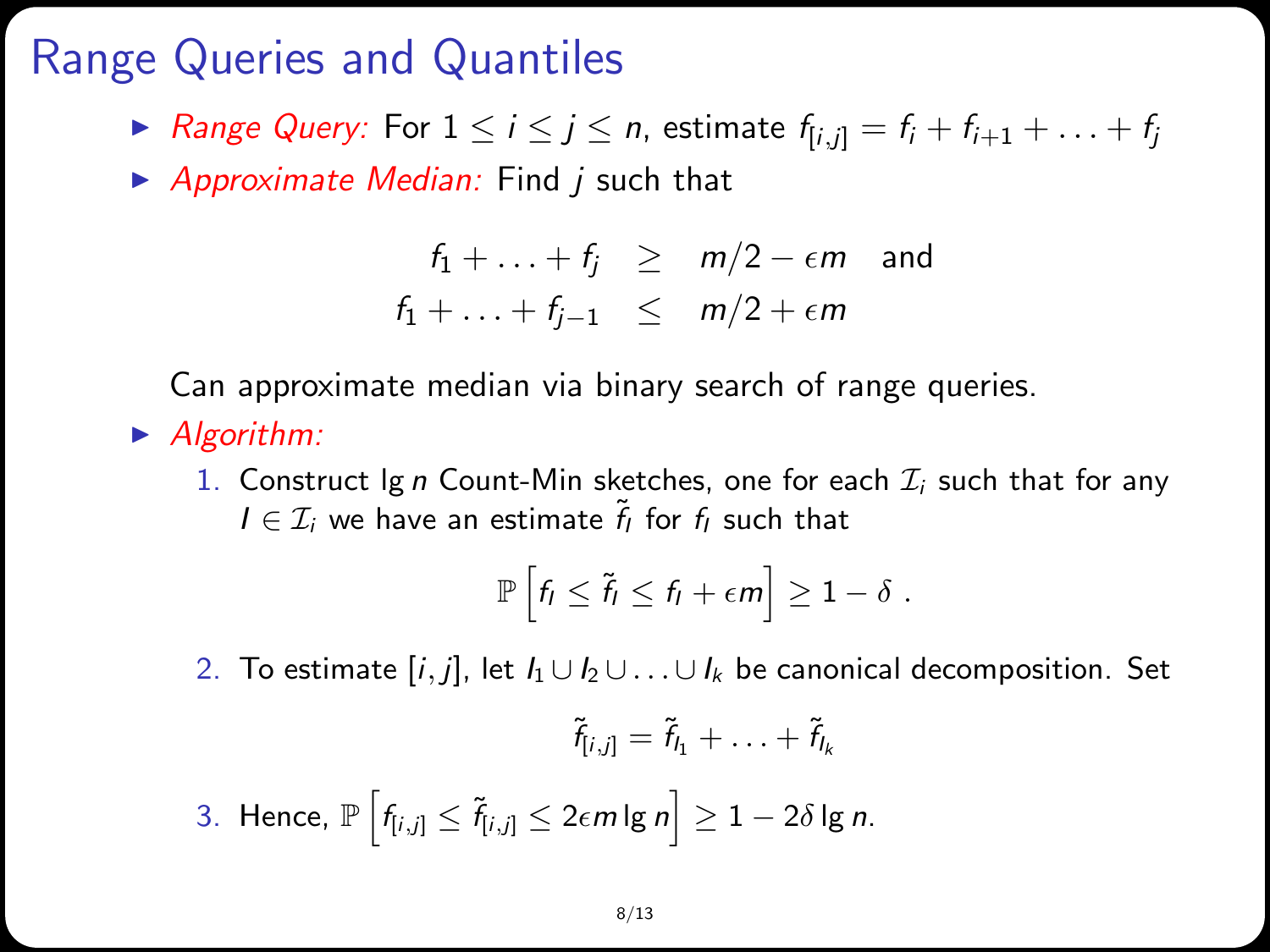# Range Queries and Quantiles

- *Range Query:* For $1 \leq i \leq j \leq n$, estimate $f_{[i,j]} = f_i + f_{i+1} + \ldots + f_j$
- *Approximate Median:* Find $j$ such that

$$\begin{aligned} f_1 + \ldots + f_j &\geq m/2 - \epsilon m \quad \text{and} \\ f_1 + \ldots + f_{j-1} &\leq m/2 + \epsilon m \end{aligned}$$

  Can approximate median via binary search of range queries.

- *Algorithm:*
  1. Construct $\lg n$ Count-Min sketches, one for each $\mathcal{I}_i$ such that for any $I \in \mathcal{I}_i$ we have an estimate $\tilde{f}_I$ for $f_I$ such that
  $$\mathbb{P}\left[f_I \leq \tilde{f}_I \leq f_I + \epsilon m\right] \geq 1 - \delta \ .$$
  2. To estimate $[i, j]$, let $I_1 \cup I_2 \cup \ldots \cup I_k$ be canonical decomposition. Set
  $$\tilde{f}_{[i,j]} = \tilde{f}_{I_1} + \ldots + \tilde{f}_{I_k}$$
  3. Hence, $\mathbb{P}\left[f_{[i,j]} \leq \tilde{f}_{[i,j]} \leq 2\epsilon m \lg n\right] \geq 1 - 2\delta \lg n$.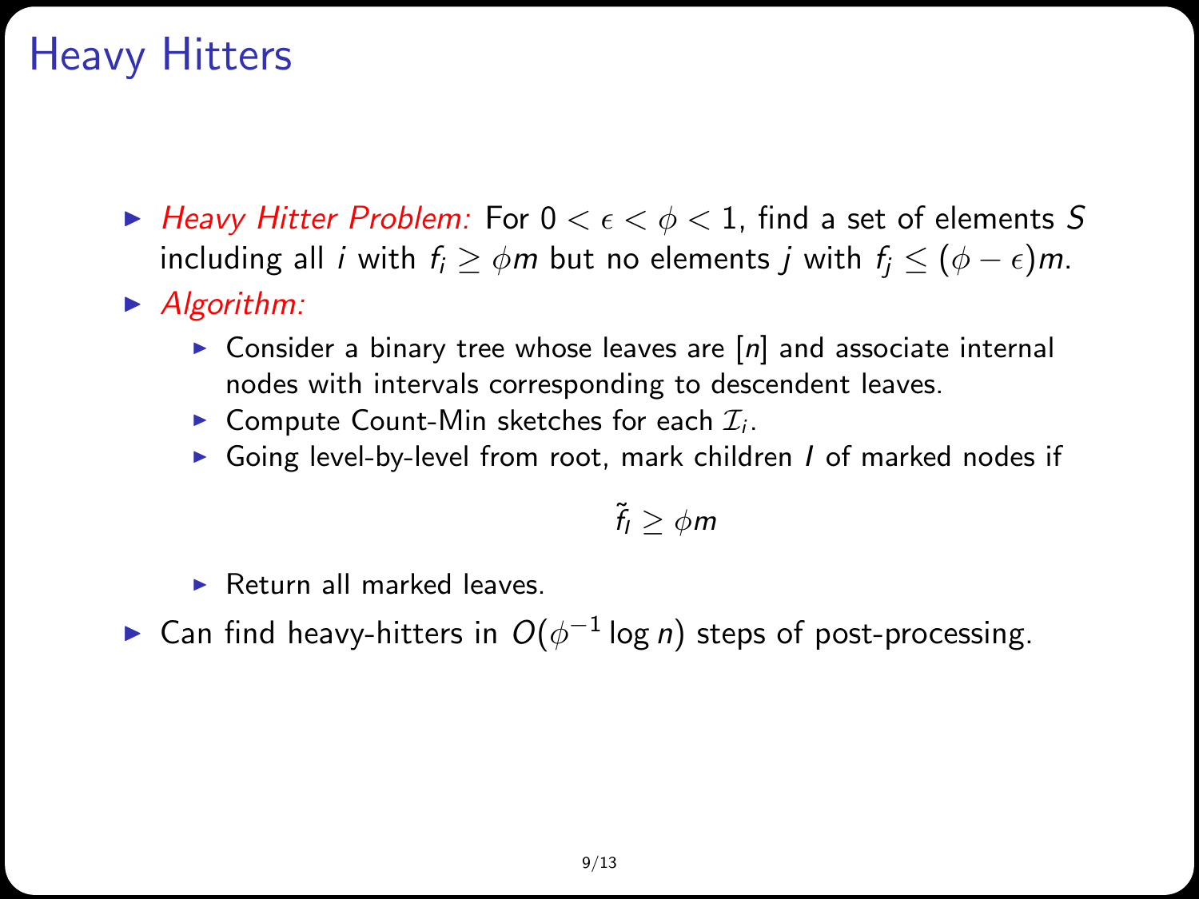# Heavy Hitters

- *Heavy Hitter Problem:* For $0 < \epsilon < \phi < 1$, find a set of elements $S$ including all $i$ with $f_i \geq \phi m$ but no elements $j$ with $f_j \leq (\phi - \epsilon)m$.
- *Algorithm:*
  - Consider a binary tree whose leaves are $[n]$ and associate internal nodes with intervals corresponding to descendent leaves.
  - Compute Count-Min sketches for each $\mathcal{I}_i$.
  - Going level-by-level from root, mark children $I$ of marked nodes if

$$\tilde{f}_I \geq \phi m$$

  - Return all marked leaves.
- Can find heavy-hitters in $O(\phi^{-1} \log n)$ steps of post-processing.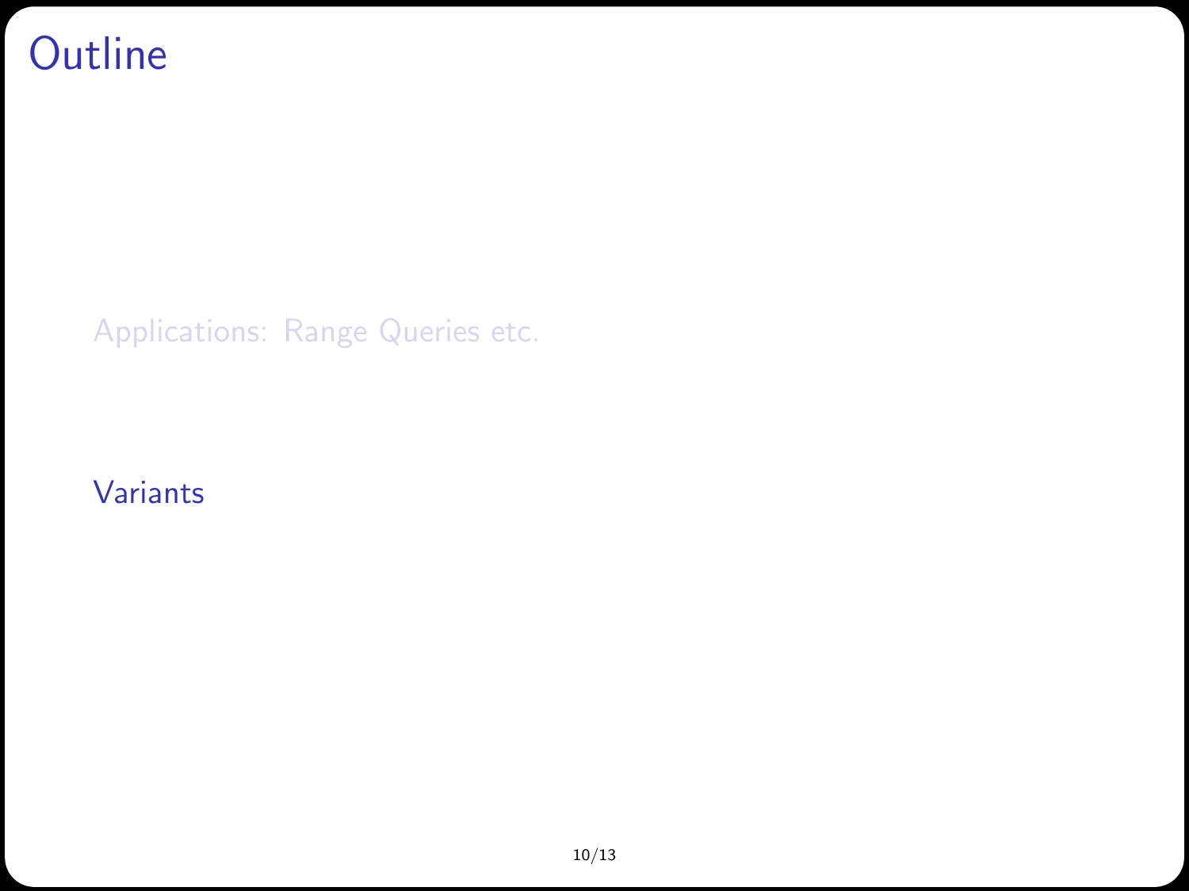# Outline

Applications: Range Queries etc.

Variants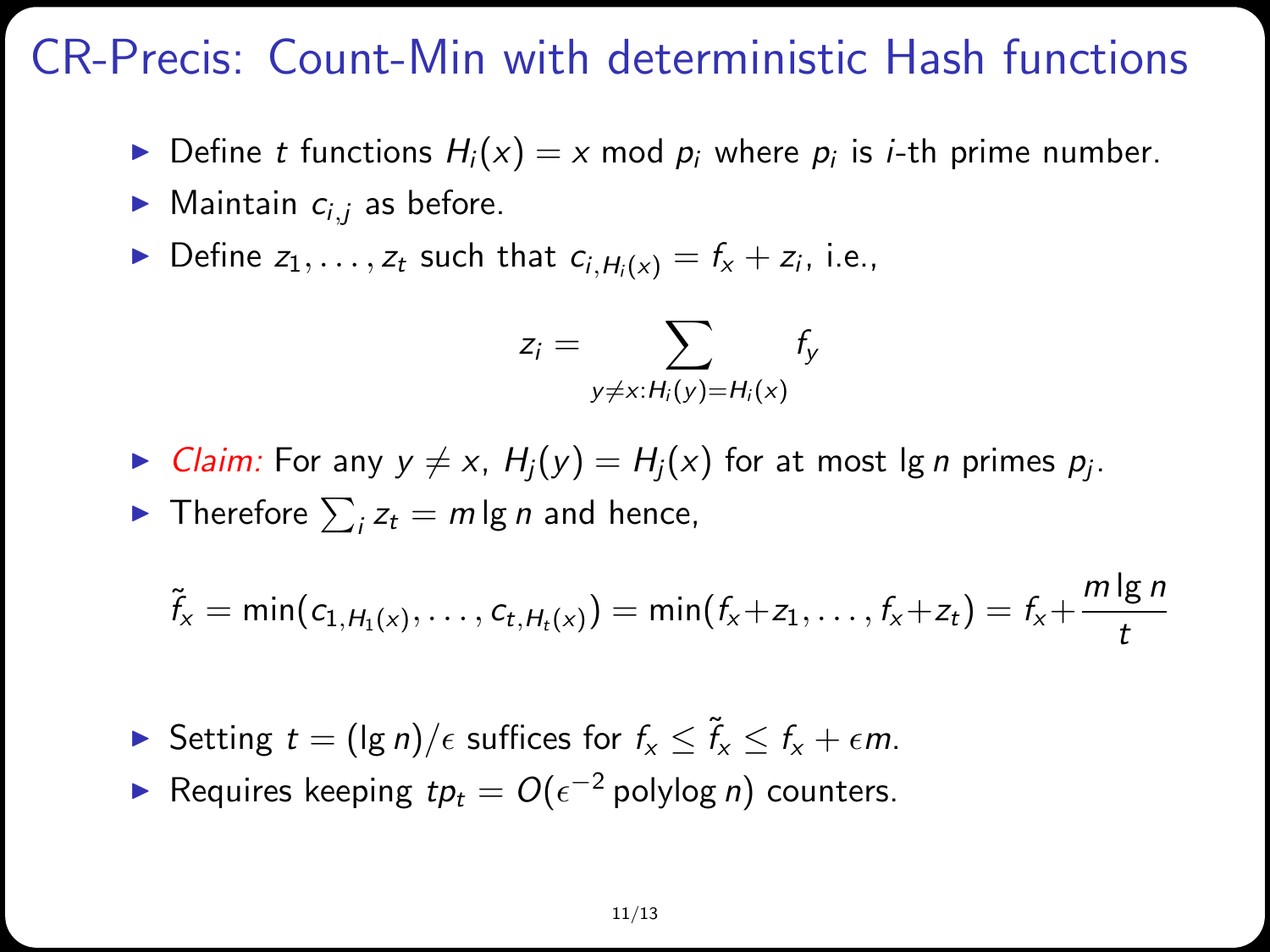# CR-Precis: Count-Min with deterministic Hash functions

- Define $t$ functions $H_i(x) = x \bmod p_i$ where $p_i$ is $i$-th prime number.
- Maintain $c_{i,j}$ as before.
- Define $z_1, \ldots, z_t$ such that $c_{i,H_i(x)} = f_x + z_i$, i.e.,

$$z_i = \sum_{y \neq x : H_i(y) = H_i(x)} f_y$$

- *Claim:* For any $y \neq x$, $H_j(y) = H_j(x)$ for at most $\lg n$ primes $p_j$.
- Therefore $\sum_i z_t = m \lg n$ and hence,

$$\tilde{f}_x = \min(c_{1,H_1(x)}, \ldots, c_{t,H_t(x)}) = \min(f_x + z_1, \ldots, f_x + z_t) = f_x + \frac{m \lg n}{t}$$

- Setting $t = (\lg n)/\epsilon$ suffices for $f_x \leq \tilde{f}_x \leq f_x + \epsilon m$.
- Requires keeping $tp_t = O(\epsilon^{-2} \operatorname{polylog} n)$ counters.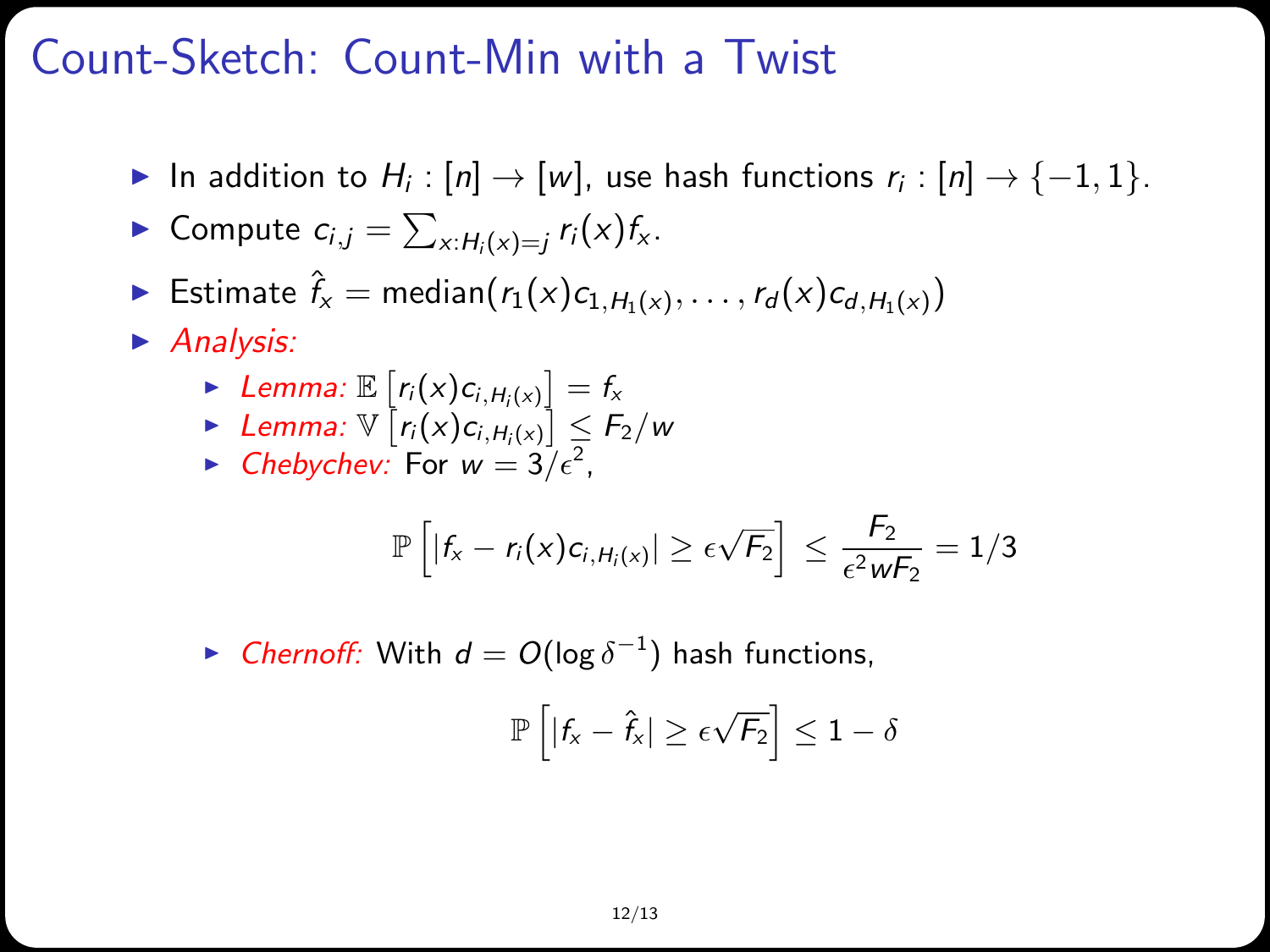# Count-Sketch: Count-Min with a Twist

- In addition to $H_i : [n] \to [w]$, use hash functions $r_i : [n] \to \{-1, 1\}$.
- Compute $c_{i,j} = \sum_{x:H_i(x)=j} r_i(x) f_x$.
- Estimate $\hat{f}_x = \text{median}(r_1(x) c_{1,H_1(x)}, \ldots, r_d(x) c_{d,H_1(x)})$
- *Analysis:*
  - *Lemma:* $\mathbb{E}\left[r_i(x) c_{i,H_i(x)}\right] = f_x$
  - *Lemma:* $\mathbb{V}\left[r_i(x) c_{i,H_i(x)}\right] \leq F_2/w$
  - *Chebychev:* For $w = 3/\epsilon^2$,

    $$\mathbb{P}\left[|f_x - r_i(x) c_{i,H_i(x)}| \geq \epsilon\sqrt{F_2}\right] \leq \frac{F_2}{\epsilon^2 w F_2} = 1/3$$

  - *Chernoff:* With $d = O(\log \delta^{-1})$ hash functions,

    $$\mathbb{P}\left[|f_x - \hat{f}_x| \geq \epsilon\sqrt{F_2}\right] \leq 1 - \delta$$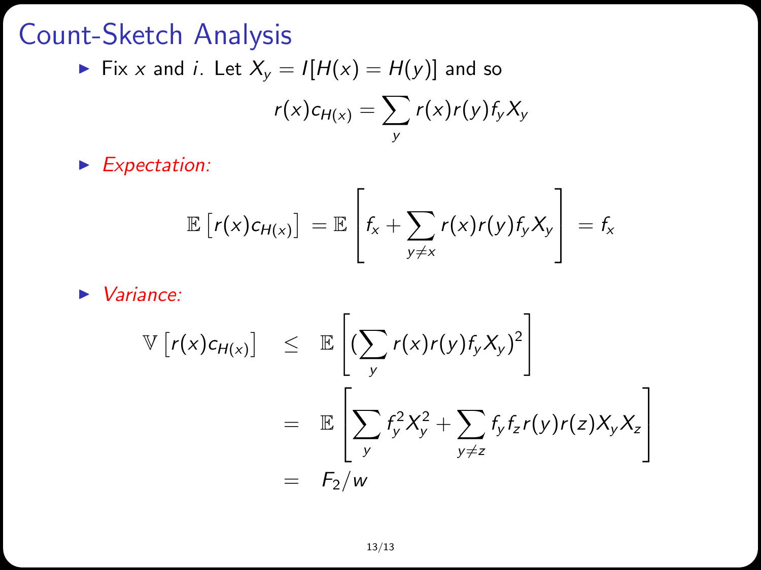# Count-Sketch Analysis

- Fix $x$ and $i$. Let $X_y = I[H(x) = H(y)]$ and so

$$r(x)c_{H(x)} = \sum_y r(x)r(y)f_y X_y$$

- *Expectation:*

$$\mathbb{E}\left[r(x)c_{H(x)}\right] = \mathbb{E}\left[f_x + \sum_{y \neq x} r(x)r(y)f_y X_y\right] = f_x$$

- *Variance:*

$$\begin{aligned}
\mathbb{V}\left[r(x)c_{H(x)}\right] &\leq \mathbb{E}\left[(\sum_y r(x)r(y)f_y X_y)^2\right] \\
&= \mathbb{E}\left[\sum_y f_y^2 X_y^2 + \sum_{y \neq z} f_y f_z r(y) r(z) X_y X_z\right] \\
&= F_2/w
\end{aligned}$$